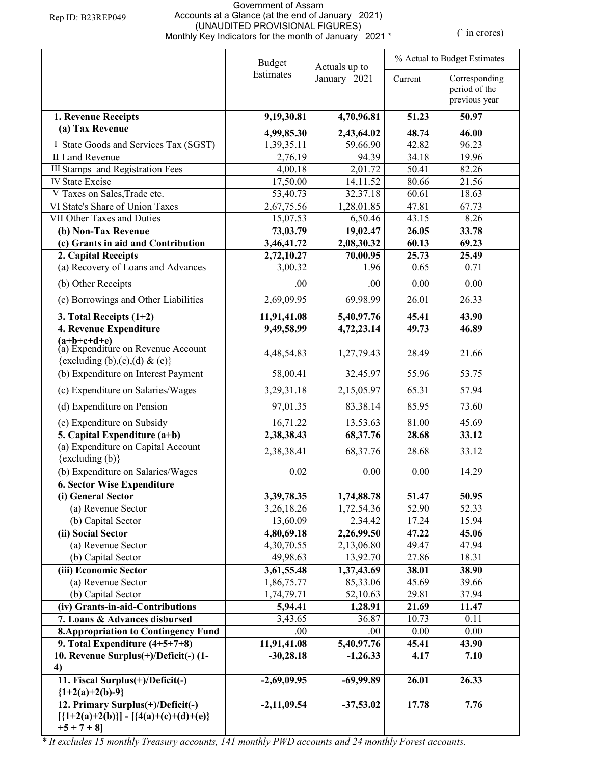Rep ID: B23REP049

Government of Assam
Accounts at a Glance (at the end of January 2021)
(UNAUDITED PROVISIONAL FIGURES)
Monthly Key Indicators for the month of January 2021 *

(` in crores)

| | Budget Estimates | Actuals up to January 2021 | % Actual to Budget Estimates | |
|---|---|---|---|---|
| | | | Current | Corresponding period of the previous year |
| **1. Revenue Receipts** | **9,19,30.81** | **4,70,96.81** | **51.23** | **50.97** |
| **(a) Tax Revenue** | **4,99,85.30** | **2,43,64.02** | **48.74** | **46.00** |
| I State Goods and Services Tax (SGST) | 1,39,35.11 | 59,66.90 | 42.82 | 96.23 |
| II Land Revenue | 2,76.19 | 94.39 | 34.18 | 19.96 |
| III Stamps and Registration Fees | 4,00.18 | 2,01.72 | 50.41 | 82.26 |
| IV State Excise | 17,50.00 | 14,11.52 | 80.66 | 21.56 |
| V Taxes on Sales,Trade etc. | 53,40.73 | 32,37.18 | 60.61 | 18.63 |
| VI State's Share of Union Taxes | 2,67,75.56 | 1,28,01.85 | 47.81 | 67.73 |
| VII Other Taxes and Duties | 15,07.53 | 6,50.46 | 43.15 | 8.26 |
| **(b) Non-Tax Revenue** | **73,03.79** | **19,02.47** | **26.05** | **33.78** |
| **(c) Grants in aid and Contribution** | **3,46,41.72** | **2,08,30.32** | **60.13** | **69.23** |
| **2. Capital Receipts** | **2,72,10.27** | **70,00.95** | **25.73** | **25.49** |
| (a) Recovery of Loans and Advances | 3,00.32 | 1.96 | 0.65 | 0.71 |
| (b) Other Receipts | .00 | .00 | 0.00 | 0.00 |
| (c) Borrowings and Other Liabilities | 2,69,09.95 | 69,98.99 | 26.01 | 26.33 |
| **3. Total Receipts (1+2)** | **11,91,41.08** | **5,40,97.76** | **45.41** | **43.90** |
| **4. Revenue Expenditure (a+b+c+d+e)** | **9,49,58.99** | **4,72,23.14** | **49.73** | **46.89** |
| (a) Expenditure on Revenue Account {excluding (b),(c),(d) & (e)} | 4,48,54.83 | 1,27,79.43 | 28.49 | 21.66 |
| (b) Expenditure on Interest Payment | 58,00.41 | 32,45.97 | 55.96 | 53.75 |
| (c) Expenditure on Salaries/Wages | 3,29,31.18 | 2,15,05.97 | 65.31 | 57.94 |
| (d) Expenditure on Pension | 97,01.35 | 83,38.14 | 85.95 | 73.60 |
| (e) Expenditure on Subsidy | 16,71.22 | 13,53.63 | 81.00 | 45.69 |
| **5. Capital Expenditure (a+b)** | **2,38,38.43** | **68,37.76** | **28.68** | **33.12** |
| (a) Expenditure on Capital Account {excluding (b)} | 2,38,38.41 | 68,37.76 | 28.68 | 33.12 |
| (b) Expenditure on Salaries/Wages | 0.02 | 0.00 | 0.00 | 14.29 |
| **6. Sector Wise Expenditure** | | | | |
| **(i) General Sector** | **3,39,78.35** | **1,74,88.78** | **51.47** | **50.95** |
| (a) Revenue Sector | 3,26,18.26 | 1,72,54.36 | 52.90 | 52.33 |
| (b) Capital Sector | 13,60.09 | 2,34.42 | 17.24 | 15.94 |
| **(ii) Social Sector** | **4,80,69.18** | **2,26,99.50** | **47.22** | **45.06** |
| (a) Revenue Sector | 4,30,70.55 | 2,13,06.80 | 49.47 | 47.94 |
| (b) Capital Sector | 49,98.63 | 13,92.70 | 27.86 | 18.31 |
| **(iii) Economic Sector** | **3,61,55.48** | **1,37,43.69** | **38.01** | **38.90** |
| (a) Revenue Sector | 1,86,75.77 | 85,33.06 | 45.69 | 39.66 |
| (b) Capital Sector | 1,74,79.71 | 52,10.63 | 29.81 | 37.94 |
| **(iv) Grants-in-aid-Contributions** | **5,94.41** | **1,28.91** | **21.69** | **11.47** |
| **7. Loans & Advances disbursed** | 3,43.65 | 36.87 | 10.73 | 0.11 |
| **8.Appropriation to Contingency Fund** | .00 | .00 | 0.00 | 0.00 |
| **9. Total Expenditure (4+5+7+8)** | **11,91,41.08** | **5,40,97.76** | **45.41** | **43.90** |
| **10. Revenue Surplus(+)/Deficit(-) (1-4)** | **-30,28.18** | **-1,26.33** | **4.17** | **7.10** |
| **11. Fiscal Surplus(+)/Deficit(-) {1+2(a)+2(b)-9}** | **-2,69,09.95** | **-69,99.89** | **26.01** | **26.33** |
| **12. Primary Surplus(+)/Deficit(-) [{1+2(a)+2(b)}] - [{4(a)+(c)+(d)+(e)} +5 + 7 + 8]** | **-2,11,09.54** | **-37,53.02** | **17.78** | **7.76** |

*\* It excludes 15 monthly Treasury accounts, 141 monthly PWD accounts and 24 monthly Forest accounts.*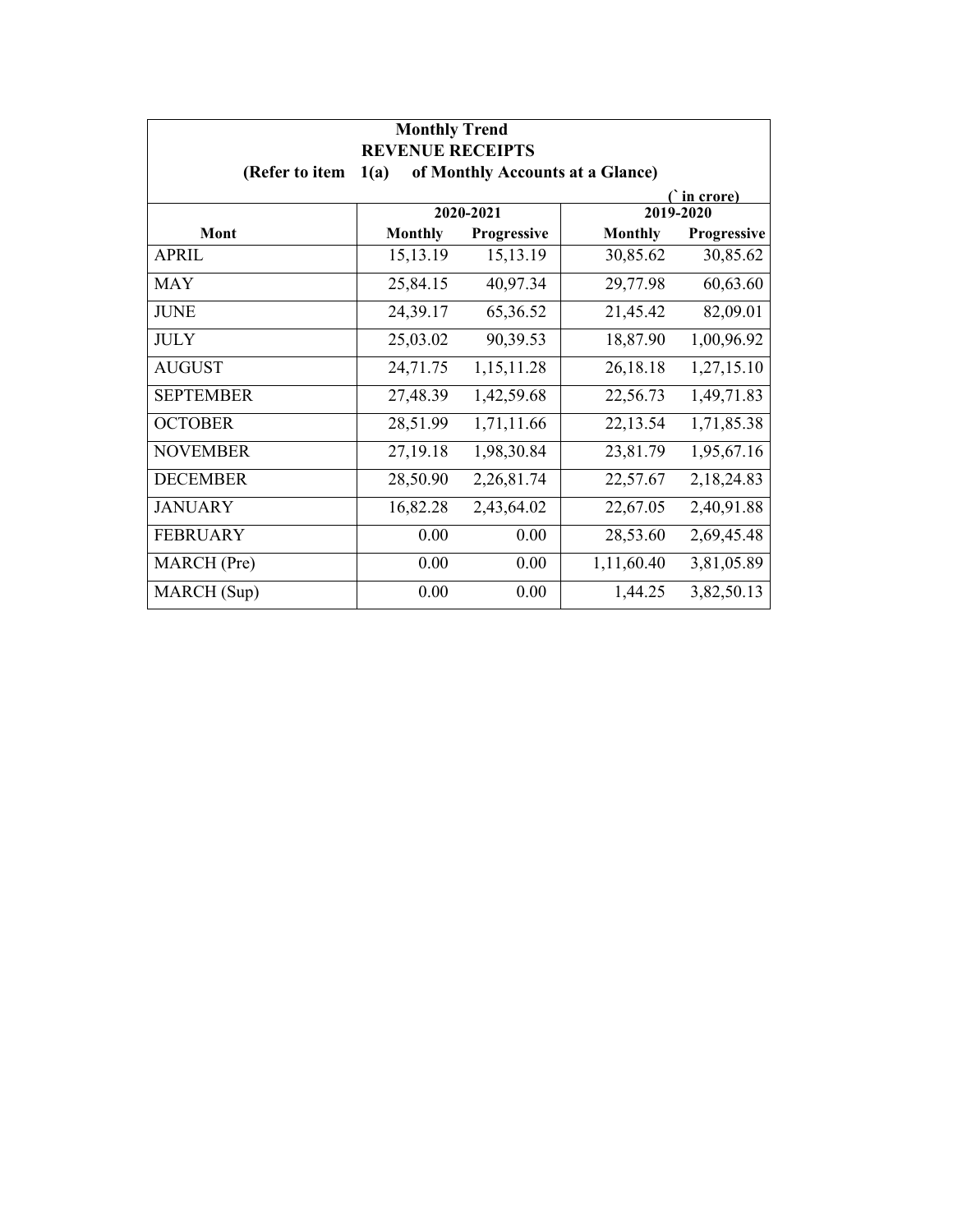**Monthly Trend**

**REVENUE RECEIPTS**

**(Refer to item 1(a) of Monthly Accounts at a Glance)**

(` in crore)

| Mont | 2020-2021 | | 2019-2020 | |
|---|---|---|---|---|
| | Monthly | Progressive | Monthly | Progressive |
| APRIL | 15,13.19 | 15,13.19 | 30,85.62 | 30,85.62 |
| MAY | 25,84.15 | 40,97.34 | 29,77.98 | 60,63.60 |
| JUNE | 24,39.17 | 65,36.52 | 21,45.42 | 82,09.01 |
| JULY | 25,03.02 | 90,39.53 | 18,87.90 | 1,00,96.92 |
| AUGUST | 24,71.75 | 1,15,11.28 | 26,18.18 | 1,27,15.10 |
| SEPTEMBER | 27,48.39 | 1,42,59.68 | 22,56.73 | 1,49,71.83 |
| OCTOBER | 28,51.99 | 1,71,11.66 | 22,13.54 | 1,71,85.38 |
| NOVEMBER | 27,19.18 | 1,98,30.84 | 23,81.79 | 1,95,67.16 |
| DECEMBER | 28,50.90 | 2,26,81.74 | 22,57.67 | 2,18,24.83 |
| JANUARY | 16,82.28 | 2,43,64.02 | 22,67.05 | 2,40,91.88 |
| FEBRUARY | 0.00 | 0.00 | 28,53.60 | 2,69,45.48 |
| MARCH (Pre) | 0.00 | 0.00 | 1,11,60.40 | 3,81,05.89 |
| MARCH (Sup) | 0.00 | 0.00 | 1,44.25 | 3,82,50.13 |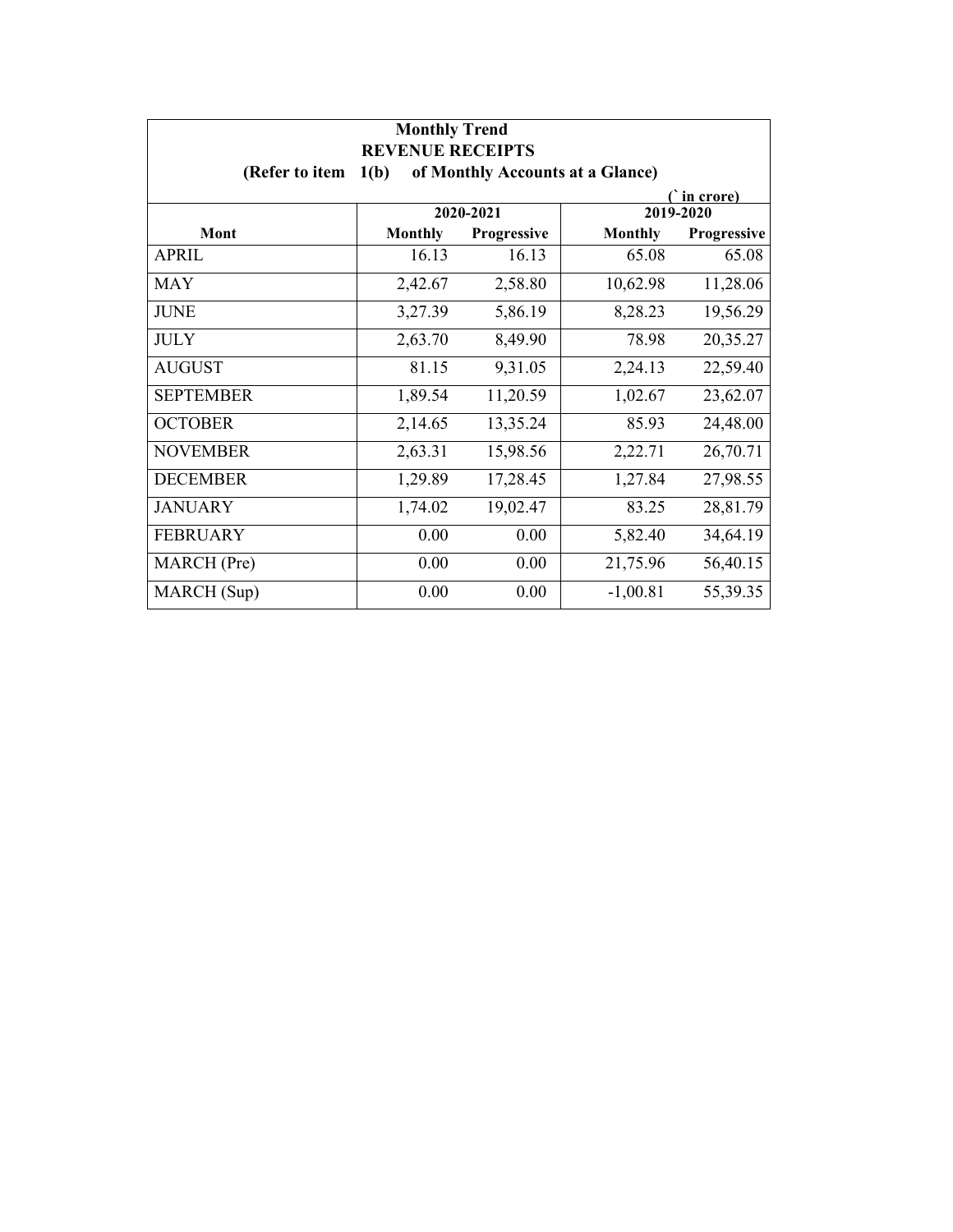**Monthly Trend**

**REVENUE RECEIPTS**

**(Refer to item 1(b) of Monthly Accounts at a Glance)**

(` in crore)

| Mont | 2020-2021 | | 2019-2020 | |
|---|---|---|---|---|
| | Monthly | Progressive | Monthly | Progressive |
| APRIL | 16.13 | 16.13 | 65.08 | 65.08 |
| MAY | 2,42.67 | 2,58.80 | 10,62.98 | 11,28.06 |
| JUNE | 3,27.39 | 5,86.19 | 8,28.23 | 19,56.29 |
| JULY | 2,63.70 | 8,49.90 | 78.98 | 20,35.27 |
| AUGUST | 81.15 | 9,31.05 | 2,24.13 | 22,59.40 |
| SEPTEMBER | 1,89.54 | 11,20.59 | 1,02.67 | 23,62.07 |
| OCTOBER | 2,14.65 | 13,35.24 | 85.93 | 24,48.00 |
| NOVEMBER | 2,63.31 | 15,98.56 | 2,22.71 | 26,70.71 |
| DECEMBER | 1,29.89 | 17,28.45 | 1,27.84 | 27,98.55 |
| JANUARY | 1,74.02 | 19,02.47 | 83.25 | 28,81.79 |
| FEBRUARY | 0.00 | 0.00 | 5,82.40 | 34,64.19 |
| MARCH (Pre) | 0.00 | 0.00 | 21,75.96 | 56,40.15 |
| MARCH (Sup) | 0.00 | 0.00 | -1,00.81 | 55,39.35 |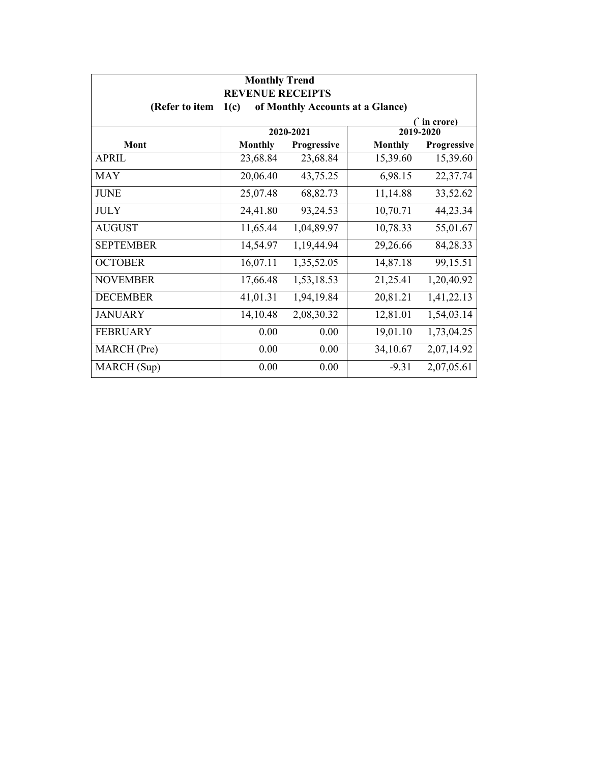**Monthly Trend**

**REVENUE RECEIPTS**

**(Refer to item 1(c) of Monthly Accounts at a Glance)**

(` in crore)

| Mont | 2020-2021 | | 2019-2020 | |
|---|---|---|---|---|
| | Monthly | Progressive | Monthly | Progressive |
| APRIL | 23,68.84 | 23,68.84 | 15,39.60 | 15,39.60 |
| MAY | 20,06.40 | 43,75.25 | 6,98.15 | 22,37.74 |
| JUNE | 25,07.48 | 68,82.73 | 11,14.88 | 33,52.62 |
| JULY | 24,41.80 | 93,24.53 | 10,70.71 | 44,23.34 |
| AUGUST | 11,65.44 | 1,04,89.97 | 10,78.33 | 55,01.67 |
| SEPTEMBER | 14,54.97 | 1,19,44.94 | 29,26.66 | 84,28.33 |
| OCTOBER | 16,07.11 | 1,35,52.05 | 14,87.18 | 99,15.51 |
| NOVEMBER | 17,66.48 | 1,53,18.53 | 21,25.41 | 1,20,40.92 |
| DECEMBER | 41,01.31 | 1,94,19.84 | 20,81.21 | 1,41,22.13 |
| JANUARY | 14,10.48 | 2,08,30.32 | 12,81.01 | 1,54,03.14 |
| FEBRUARY | 0.00 | 0.00 | 19,01.10 | 1,73,04.25 |
| MARCH (Pre) | 0.00 | 0.00 | 34,10.67 | 2,07,14.92 |
| MARCH (Sup) | 0.00 | 0.00 | -9.31 | 2,07,05.61 |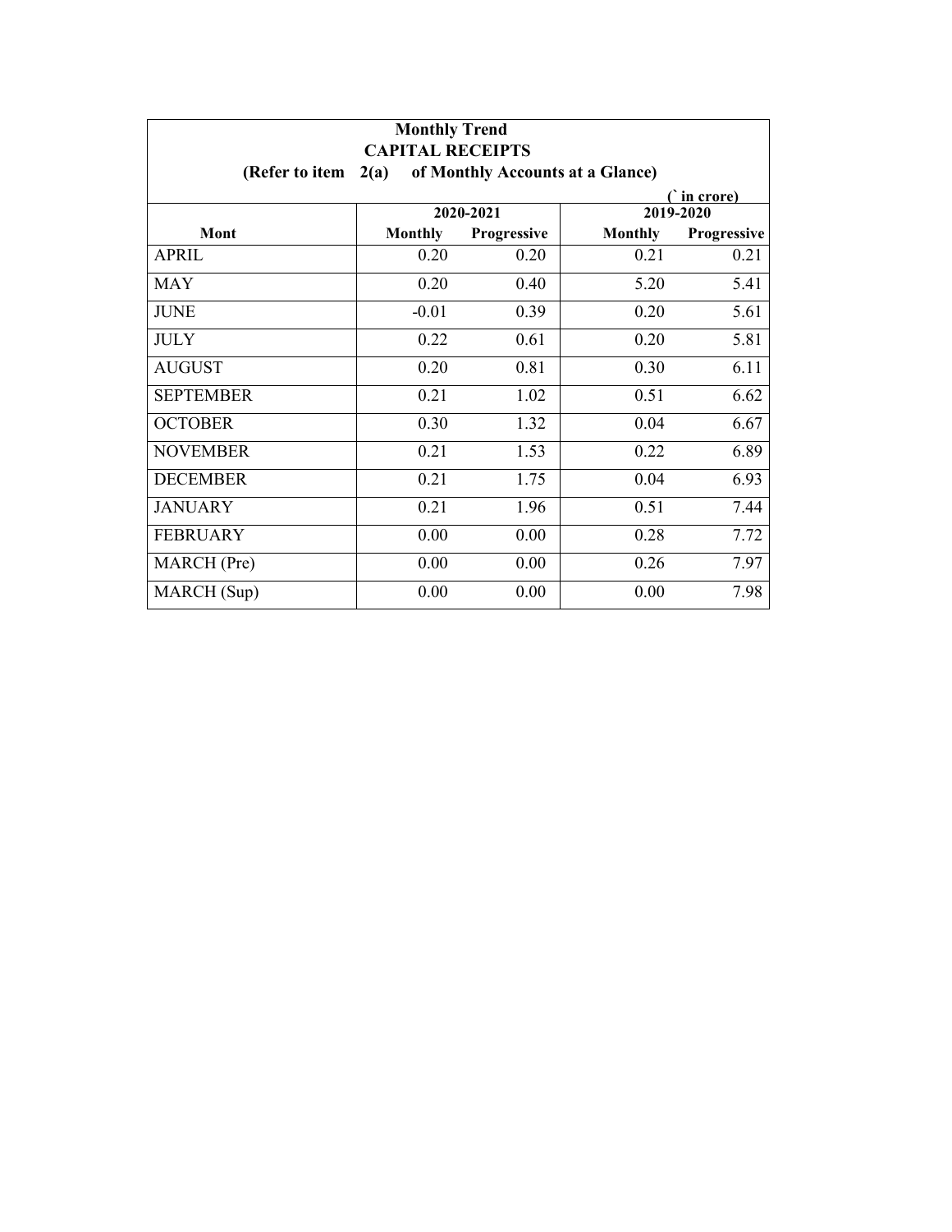**Monthly Trend**

**CAPITAL RECEIPTS**

**(Refer to item 2(a) of Monthly Accounts at a Glance)**

(` in crore)

| Mont | 2020-2021 | | 2019-2020 | |
|---|---|---|---|---|
| | Monthly | Progressive | Monthly | Progressive |
| APRIL | 0.20 | 0.20 | 0.21 | 0.21 |
| MAY | 0.20 | 0.40 | 5.20 | 5.41 |
| JUNE | -0.01 | 0.39 | 0.20 | 5.61 |
| JULY | 0.22 | 0.61 | 0.20 | 5.81 |
| AUGUST | 0.20 | 0.81 | 0.30 | 6.11 |
| SEPTEMBER | 0.21 | 1.02 | 0.51 | 6.62 |
| OCTOBER | 0.30 | 1.32 | 0.04 | 6.67 |
| NOVEMBER | 0.21 | 1.53 | 0.22 | 6.89 |
| DECEMBER | 0.21 | 1.75 | 0.04 | 6.93 |
| JANUARY | 0.21 | 1.96 | 0.51 | 7.44 |
| FEBRUARY | 0.00 | 0.00 | 0.28 | 7.72 |
| MARCH (Pre) | 0.00 | 0.00 | 0.26 | 7.97 |
| MARCH (Sup) | 0.00 | 0.00 | 0.00 | 7.98 |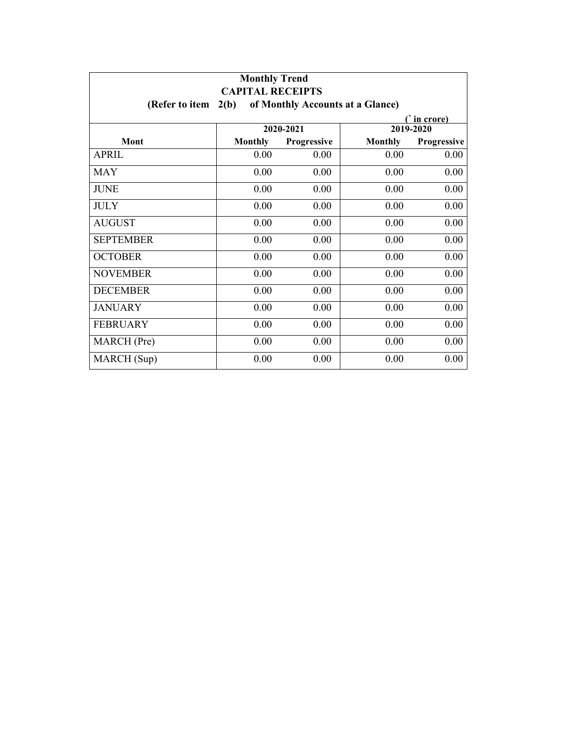**Monthly Trend**
**CAPITAL RECEIPTS**
**(Refer to item 2(b) of Monthly Accounts at a Glance)**

(` in crore)

| Mont | 2020-2021 | | 2019-2020 | |
|---|---|---|---|---|
| | Monthly | Progressive | Monthly | Progressive |
| APRIL | 0.00 | 0.00 | 0.00 | 0.00 |
| MAY | 0.00 | 0.00 | 0.00 | 0.00 |
| JUNE | 0.00 | 0.00 | 0.00 | 0.00 |
| JULY | 0.00 | 0.00 | 0.00 | 0.00 |
| AUGUST | 0.00 | 0.00 | 0.00 | 0.00 |
| SEPTEMBER | 0.00 | 0.00 | 0.00 | 0.00 |
| OCTOBER | 0.00 | 0.00 | 0.00 | 0.00 |
| NOVEMBER | 0.00 | 0.00 | 0.00 | 0.00 |
| DECEMBER | 0.00 | 0.00 | 0.00 | 0.00 |
| JANUARY | 0.00 | 0.00 | 0.00 | 0.00 |
| FEBRUARY | 0.00 | 0.00 | 0.00 | 0.00 |
| MARCH (Pre) | 0.00 | 0.00 | 0.00 | 0.00 |
| MARCH (Sup) | 0.00 | 0.00 | 0.00 | 0.00 |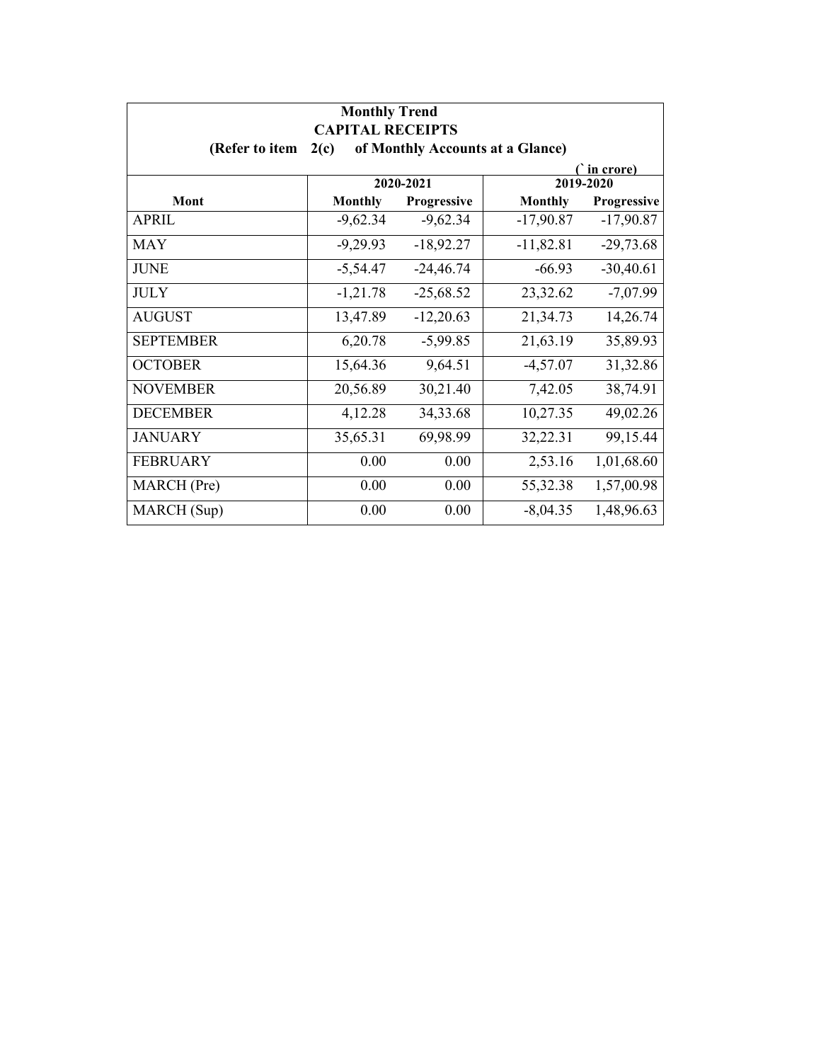**Monthly Trend**

**CAPITAL RECEIPTS**

**(Refer to item 2(c) of Monthly Accounts at a Glance)**

(` in crore)

| Mont | 2020-2021 | | 2019-2020 | |
|---|---|---|---|---|
| | **Monthly** | **Progressive** | **Monthly** | **Progressive** |
| APRIL | -9,62.34 | -9,62.34 | -17,90.87 | -17,90.87 |
| MAY | -9,29.93 | -18,92.27 | -11,82.81 | -29,73.68 |
| JUNE | -5,54.47 | -24,46.74 | -66.93 | -30,40.61 |
| JULY | -1,21.78 | -25,68.52 | 23,32.62 | -7,07.99 |
| AUGUST | 13,47.89 | -12,20.63 | 21,34.73 | 14,26.74 |
| SEPTEMBER | 6,20.78 | -5,99.85 | 21,63.19 | 35,89.93 |
| OCTOBER | 15,64.36 | 9,64.51 | -4,57.07 | 31,32.86 |
| NOVEMBER | 20,56.89 | 30,21.40 | 7,42.05 | 38,74.91 |
| DECEMBER | 4,12.28 | 34,33.68 | 10,27.35 | 49,02.26 |
| JANUARY | 35,65.31 | 69,98.99 | 32,22.31 | 99,15.44 |
| FEBRUARY | 0.00 | 0.00 | 2,53.16 | 1,01,68.60 |
| MARCH (Pre) | 0.00 | 0.00 | 55,32.38 | 1,57,00.98 |
| MARCH (Sup) | 0.00 | 0.00 | -8,04.35 | 1,48,96.63 |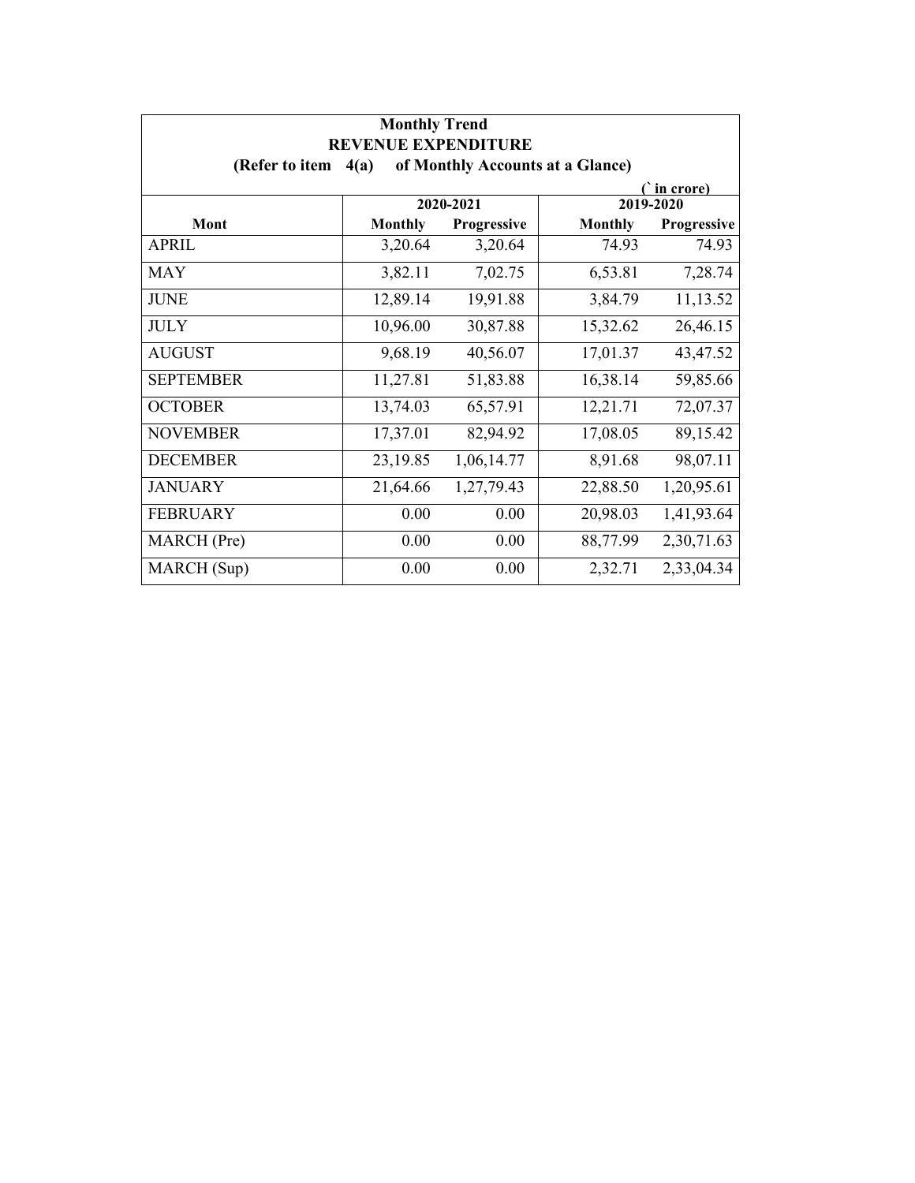**Monthly Trend**
**REVENUE EXPENDITURE**
**(Refer to item 4(a) of Monthly Accounts at a Glance)**

(` in crore)

| Mont | 2020-2021 | | 2019-2020 | |
|---|---|---|---|---|
| | Monthly | Progressive | Monthly | Progressive |
| APRIL | 3,20.64 | 3,20.64 | 74.93 | 74.93 |
| MAY | 3,82.11 | 7,02.75 | 6,53.81 | 7,28.74 |
| JUNE | 12,89.14 | 19,91.88 | 3,84.79 | 11,13.52 |
| JULY | 10,96.00 | 30,87.88 | 15,32.62 | 26,46.15 |
| AUGUST | 9,68.19 | 40,56.07 | 17,01.37 | 43,47.52 |
| SEPTEMBER | 11,27.81 | 51,83.88 | 16,38.14 | 59,85.66 |
| OCTOBER | 13,74.03 | 65,57.91 | 12,21.71 | 72,07.37 |
| NOVEMBER | 17,37.01 | 82,94.92 | 17,08.05 | 89,15.42 |
| DECEMBER | 23,19.85 | 1,06,14.77 | 8,91.68 | 98,07.11 |
| JANUARY | 21,64.66 | 1,27,79.43 | 22,88.50 | 1,20,95.61 |
| FEBRUARY | 0.00 | 0.00 | 20,98.03 | 1,41,93.64 |
| MARCH (Pre) | 0.00 | 0.00 | 88,77.99 | 2,30,71.63 |
| MARCH (Sup) | 0.00 | 0.00 | 2,32.71 | 2,33,04.34 |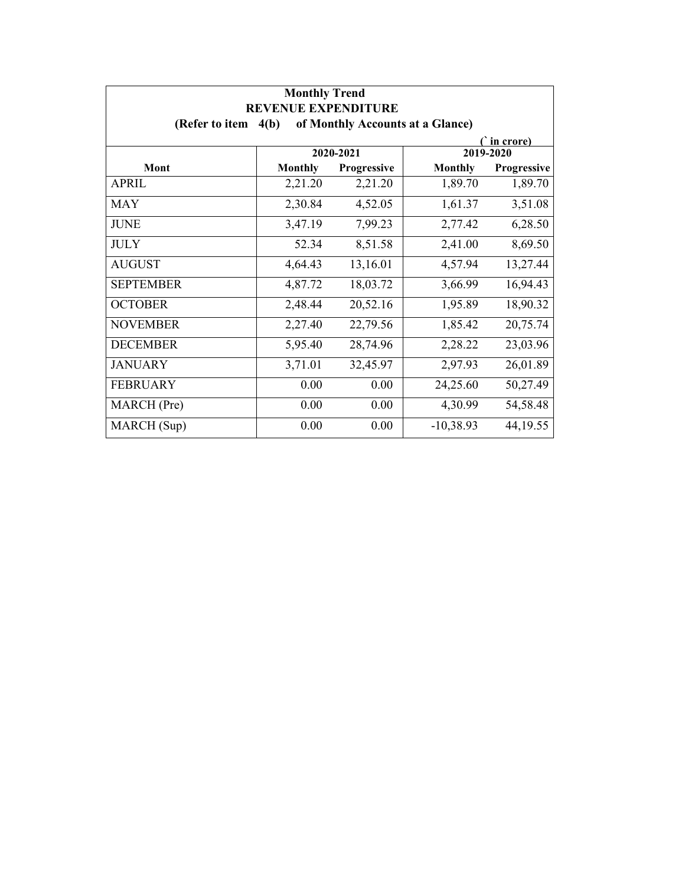**Monthly Trend**
**REVENUE EXPENDITURE**
**(Refer to item 4(b) of Monthly Accounts at a Glance)**

(` in crore)

| Mont | 2020-2021 | | 2019-2020 | |
|---|---|---|---|---|
| | Monthly | Progressive | Monthly | Progressive |
| APRIL | 2,21.20 | 2,21.20 | 1,89.70 | 1,89.70 |
| MAY | 2,30.84 | 4,52.05 | 1,61.37 | 3,51.08 |
| JUNE | 3,47.19 | 7,99.23 | 2,77.42 | 6,28.50 |
| JULY | 52.34 | 8,51.58 | 2,41.00 | 8,69.50 |
| AUGUST | 4,64.43 | 13,16.01 | 4,57.94 | 13,27.44 |
| SEPTEMBER | 4,87.72 | 18,03.72 | 3,66.99 | 16,94.43 |
| OCTOBER | 2,48.44 | 20,52.16 | 1,95.89 | 18,90.32 |
| NOVEMBER | 2,27.40 | 22,79.56 | 1,85.42 | 20,75.74 |
| DECEMBER | 5,95.40 | 28,74.96 | 2,28.22 | 23,03.96 |
| JANUARY | 3,71.01 | 32,45.97 | 2,97.93 | 26,01.89 |
| FEBRUARY | 0.00 | 0.00 | 24,25.60 | 50,27.49 |
| MARCH (Pre) | 0.00 | 0.00 | 4,30.99 | 54,58.48 |
| MARCH (Sup) | 0.00 | 0.00 | -10,38.93 | 44,19.55 |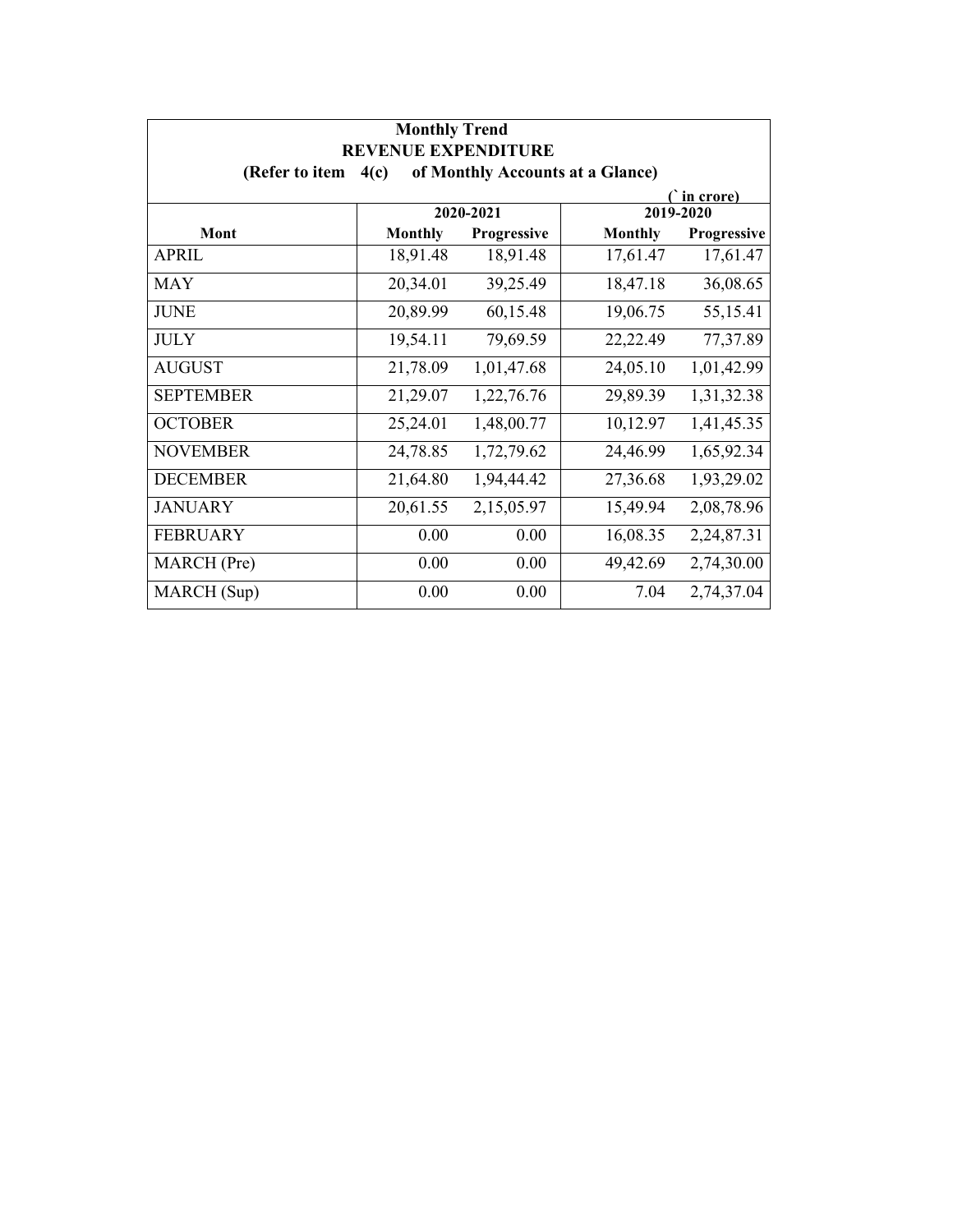**Monthly Trend**
**REVENUE EXPENDITURE**
**(Refer to item 4(c) of Monthly Accounts at a Glance)**

(` in crore)

| Mont | 2020-2021 | | 2019-2020 | |
|---|---|---|---|---|
| | **Monthly** | **Progressive** | **Monthly** | **Progressive** |
| APRIL | 18,91.48 | 18,91.48 | 17,61.47 | 17,61.47 |
| MAY | 20,34.01 | 39,25.49 | 18,47.18 | 36,08.65 |
| JUNE | 20,89.99 | 60,15.48 | 19,06.75 | 55,15.41 |
| JULY | 19,54.11 | 79,69.59 | 22,22.49 | 77,37.89 |
| AUGUST | 21,78.09 | 1,01,47.68 | 24,05.10 | 1,01,42.99 |
| SEPTEMBER | 21,29.07 | 1,22,76.76 | 29,89.39 | 1,31,32.38 |
| OCTOBER | 25,24.01 | 1,48,00.77 | 10,12.97 | 1,41,45.35 |
| NOVEMBER | 24,78.85 | 1,72,79.62 | 24,46.99 | 1,65,92.34 |
| DECEMBER | 21,64.80 | 1,94,44.42 | 27,36.68 | 1,93,29.02 |
| JANUARY | 20,61.55 | 2,15,05.97 | 15,49.94 | 2,08,78.96 |
| FEBRUARY | 0.00 | 0.00 | 16,08.35 | 2,24,87.31 |
| MARCH (Pre) | 0.00 | 0.00 | 49,42.69 | 2,74,30.00 |
| MARCH (Sup) | 0.00 | 0.00 | 7.04 | 2,74,37.04 |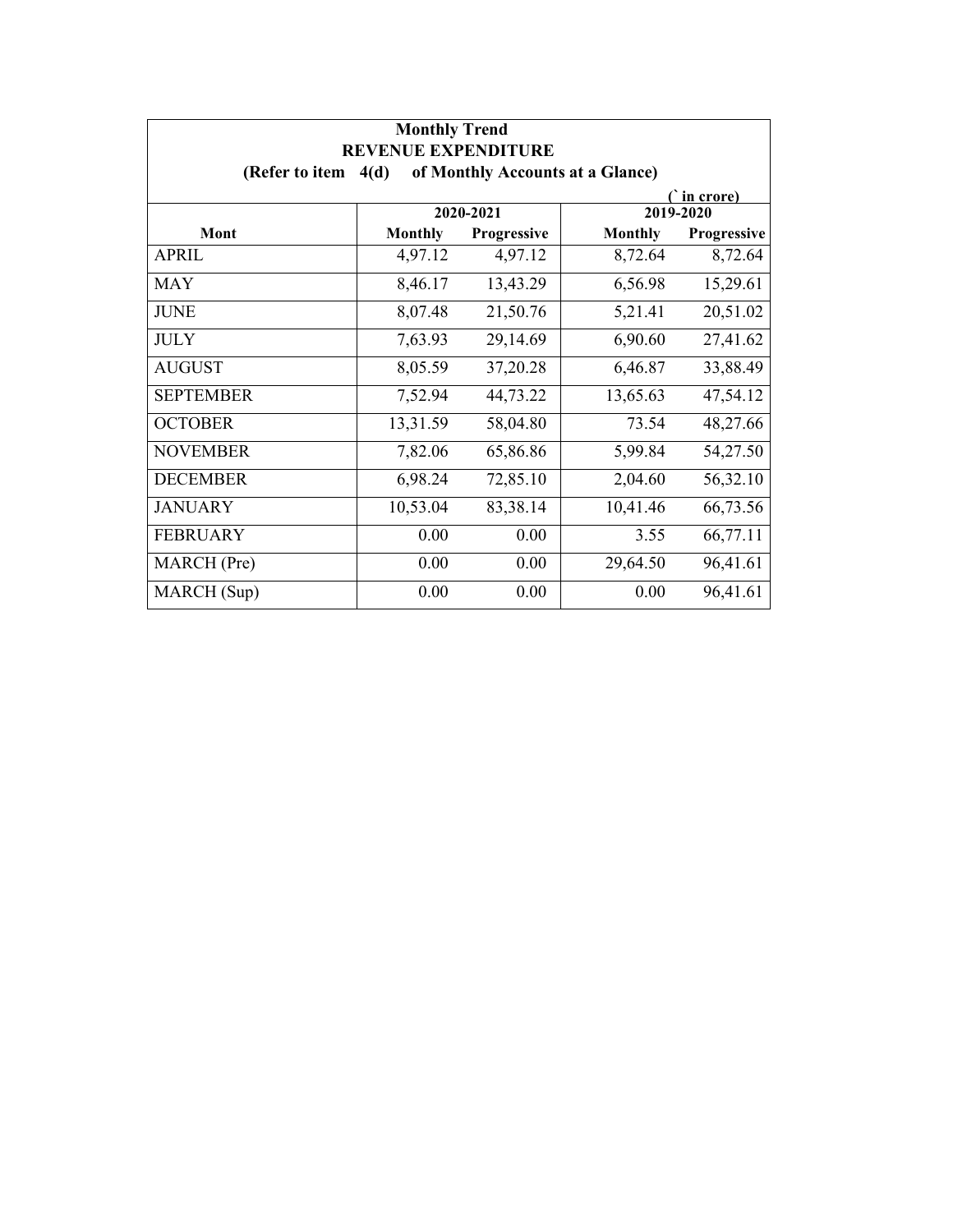# Monthly Trend

## REVENUE EXPENDITURE

**(Refer to item 4(d) of Monthly Accounts at a Glance)**

(` in crore)

| Mont | 2020-2021 | | 2019-2020 | |
|---|---|---|---|---|
| | Monthly | Progressive | Monthly | Progressive |
| APRIL | 4,97.12 | 4,97.12 | 8,72.64 | 8,72.64 |
| MAY | 8,46.17 | 13,43.29 | 6,56.98 | 15,29.61 |
| JUNE | 8,07.48 | 21,50.76 | 5,21.41 | 20,51.02 |
| JULY | 7,63.93 | 29,14.69 | 6,90.60 | 27,41.62 |
| AUGUST | 8,05.59 | 37,20.28 | 6,46.87 | 33,88.49 |
| SEPTEMBER | 7,52.94 | 44,73.22 | 13,65.63 | 47,54.12 |
| OCTOBER | 13,31.59 | 58,04.80 | 73.54 | 48,27.66 |
| NOVEMBER | 7,82.06 | 65,86.86 | 5,99.84 | 54,27.50 |
| DECEMBER | 6,98.24 | 72,85.10 | 2,04.60 | 56,32.10 |
| JANUARY | 10,53.04 | 83,38.14 | 10,41.46 | 66,73.56 |
| FEBRUARY | 0.00 | 0.00 | 3.55 | 66,77.11 |
| MARCH (Pre) | 0.00 | 0.00 | 29,64.50 | 96,41.61 |
| MARCH (Sup) | 0.00 | 0.00 | 0.00 | 96,41.61 |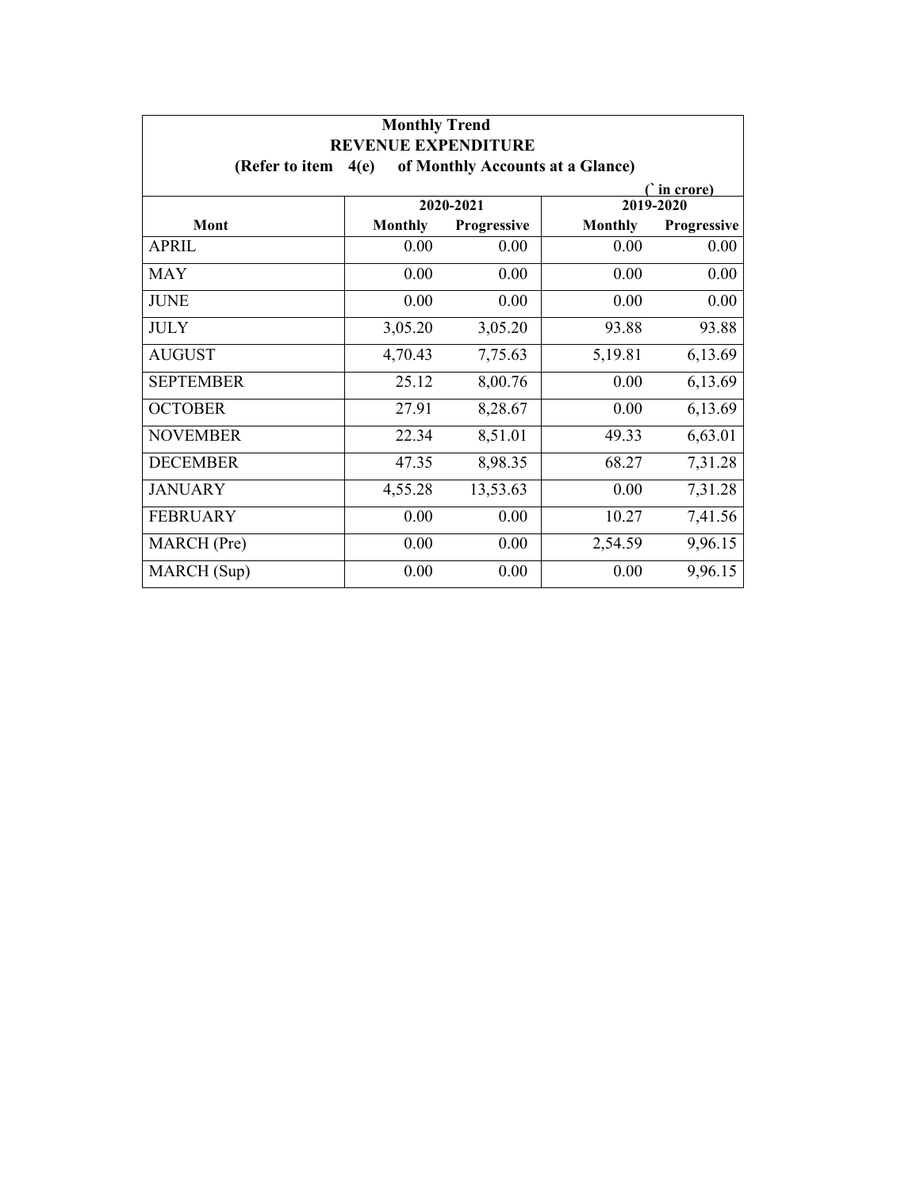**Monthly Trend**
**REVENUE EXPENDITURE**
**(Refer to item 4(e) of Monthly Accounts at a Glance)**

(` in crore)

| Mont | 2020-2021 | | 2019-2020 | |
|---|---|---|---|---|
| | **Monthly** | **Progressive** | **Monthly** | **Progressive** |
| APRIL | 0.00 | 0.00 | 0.00 | 0.00 |
| MAY | 0.00 | 0.00 | 0.00 | 0.00 |
| JUNE | 0.00 | 0.00 | 0.00 | 0.00 |
| JULY | 3,05.20 | 3,05.20 | 93.88 | 93.88 |
| AUGUST | 4,70.43 | 7,75.63 | 5,19.81 | 6,13.69 |
| SEPTEMBER | 25.12 | 8,00.76 | 0.00 | 6,13.69 |
| OCTOBER | 27.91 | 8,28.67 | 0.00 | 6,13.69 |
| NOVEMBER | 22.34 | 8,51.01 | 49.33 | 6,63.01 |
| DECEMBER | 47.35 | 8,98.35 | 68.27 | 7,31.28 |
| JANUARY | 4,55.28 | 13,53.63 | 0.00 | 7,31.28 |
| FEBRUARY | 0.00 | 0.00 | 10.27 | 7,41.56 |
| MARCH (Pre) | 0.00 | 0.00 | 2,54.59 | 9,96.15 |
| MARCH (Sup) | 0.00 | 0.00 | 0.00 | 9,96.15 |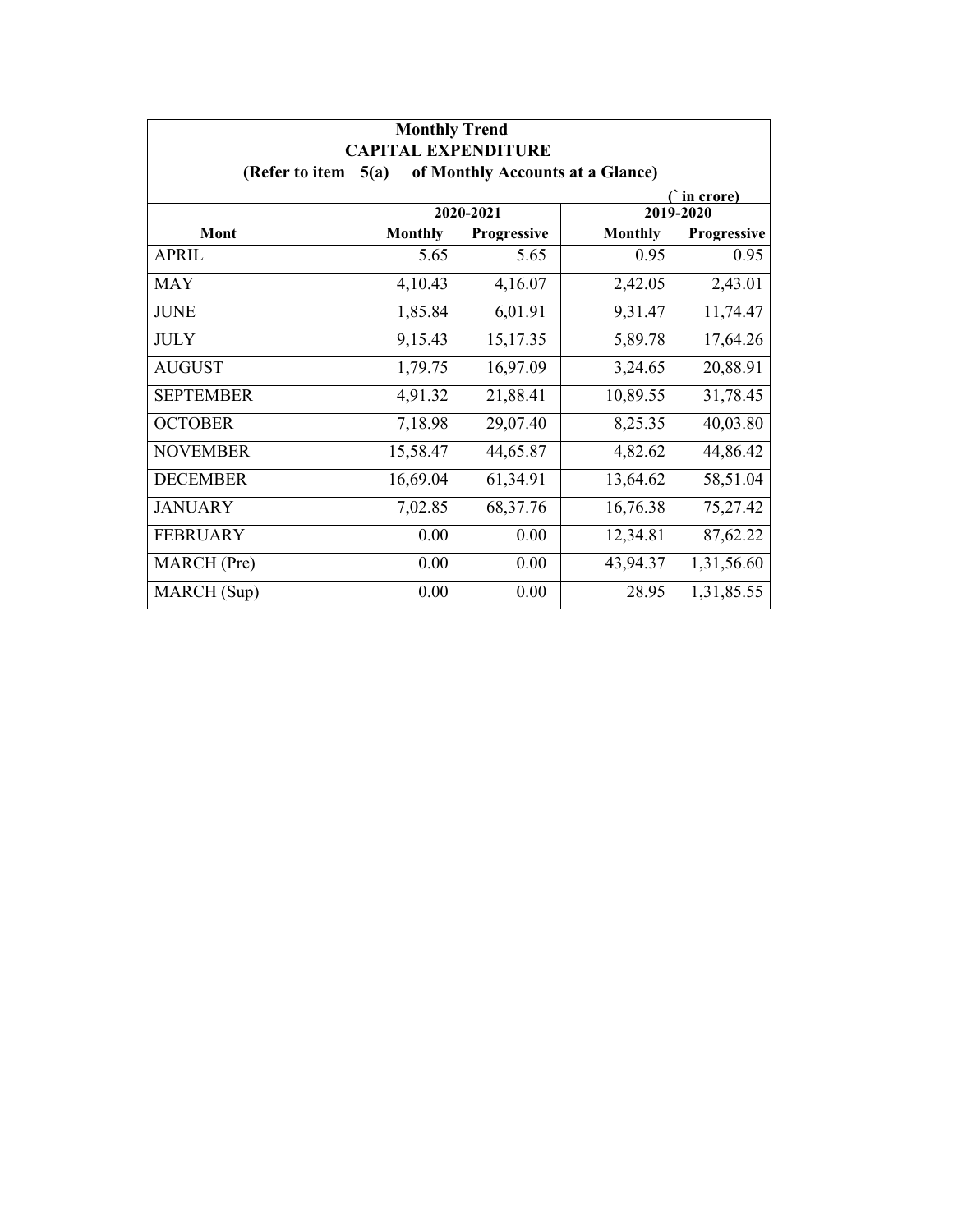**Monthly Trend**
**CAPITAL EXPENDITURE**
**(Refer to item 5(a) of Monthly Accounts at a Glance)**

(` in crore)

| Mont | 2020-2021 | | 2019-2020 | |
|---|---|---|---|---|
| | Monthly | Progressive | Monthly | Progressive |
| APRIL | 5.65 | 5.65 | 0.95 | 0.95 |
| MAY | 4,10.43 | 4,16.07 | 2,42.05 | 2,43.01 |
| JUNE | 1,85.84 | 6,01.91 | 9,31.47 | 11,74.47 |
| JULY | 9,15.43 | 15,17.35 | 5,89.78 | 17,64.26 |
| AUGUST | 1,79.75 | 16,97.09 | 3,24.65 | 20,88.91 |
| SEPTEMBER | 4,91.32 | 21,88.41 | 10,89.55 | 31,78.45 |
| OCTOBER | 7,18.98 | 29,07.40 | 8,25.35 | 40,03.80 |
| NOVEMBER | 15,58.47 | 44,65.87 | 4,82.62 | 44,86.42 |
| DECEMBER | 16,69.04 | 61,34.91 | 13,64.62 | 58,51.04 |
| JANUARY | 7,02.85 | 68,37.76 | 16,76.38 | 75,27.42 |
| FEBRUARY | 0.00 | 0.00 | 12,34.81 | 87,62.22 |
| MARCH (Pre) | 0.00 | 0.00 | 43,94.37 | 1,31,56.60 |
| MARCH (Sup) | 0.00 | 0.00 | 28.95 | 1,31,85.55 |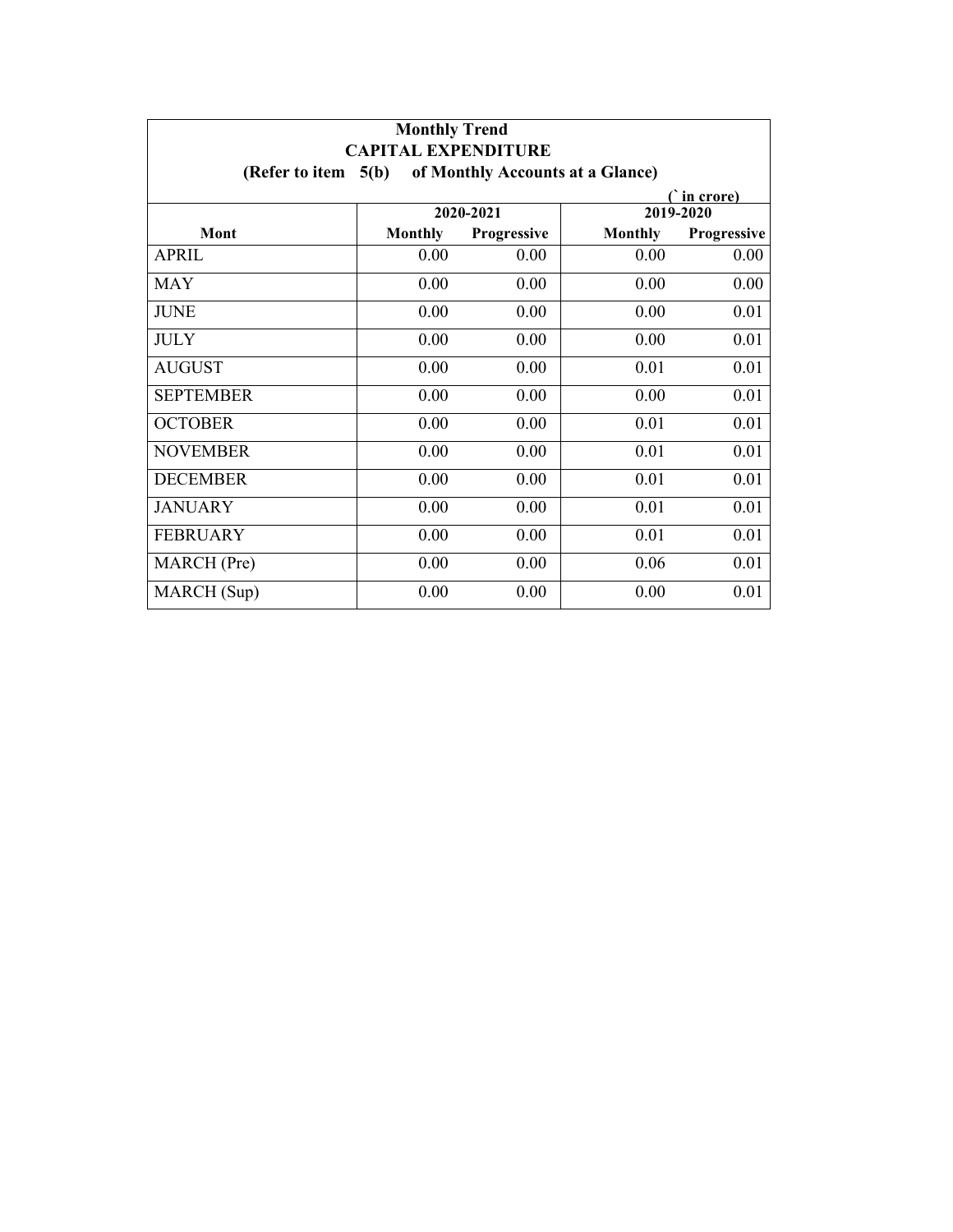**Monthly Trend**
**CAPITAL EXPENDITURE**
**(Refer to item 5(b) of Monthly Accounts at a Glance)**

(` in crore)

| Mont | 2020-2021 | | 2019-2020 | |
|---|---|---|---|---|
| | Monthly | Progressive | Monthly | Progressive |
| APRIL | 0.00 | 0.00 | 0.00 | 0.00 |
| MAY | 0.00 | 0.00 | 0.00 | 0.00 |
| JUNE | 0.00 | 0.00 | 0.00 | 0.01 |
| JULY | 0.00 | 0.00 | 0.00 | 0.01 |
| AUGUST | 0.00 | 0.00 | 0.01 | 0.01 |
| SEPTEMBER | 0.00 | 0.00 | 0.00 | 0.01 |
| OCTOBER | 0.00 | 0.00 | 0.01 | 0.01 |
| NOVEMBER | 0.00 | 0.00 | 0.01 | 0.01 |
| DECEMBER | 0.00 | 0.00 | 0.01 | 0.01 |
| JANUARY | 0.00 | 0.00 | 0.01 | 0.01 |
| FEBRUARY | 0.00 | 0.00 | 0.01 | 0.01 |
| MARCH (Pre) | 0.00 | 0.00 | 0.06 | 0.01 |
| MARCH (Sup) | 0.00 | 0.00 | 0.00 | 0.01 |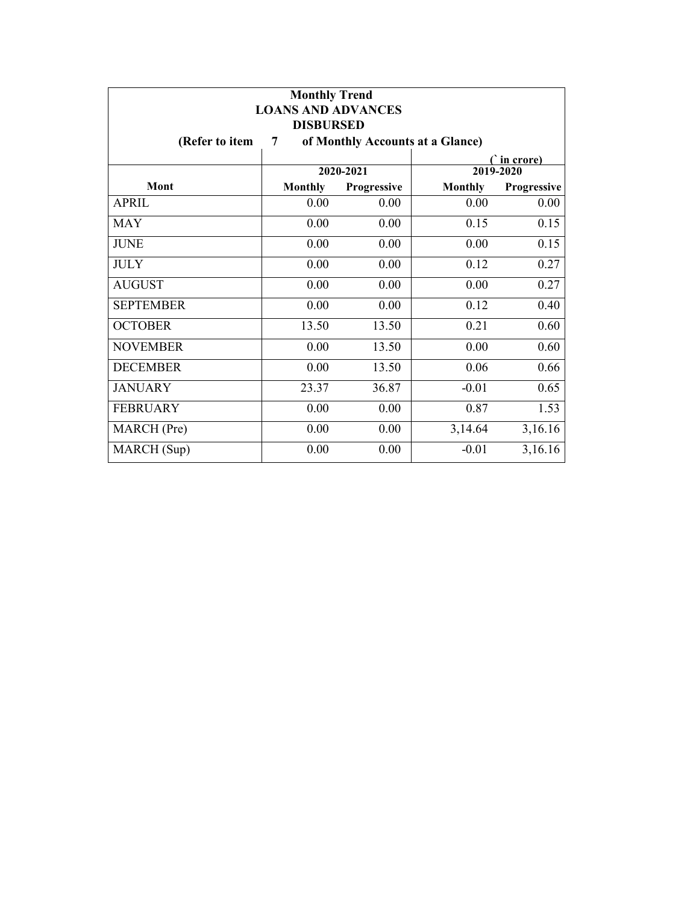**Monthly Trend**
**LOANS AND ADVANCES**
**DISBURSED**
**(Refer to item 7 of Monthly Accounts at a Glance)**

(` in crore)

| | 2020-2021 | | 2019-2020 | |
|---|---|---|---|---|
| **Mont** | **Monthly** | **Progressive** | **Monthly** | **Progressive** |
| APRIL | 0.00 | 0.00 | 0.00 | 0.00 |
| MAY | 0.00 | 0.00 | 0.15 | 0.15 |
| JUNE | 0.00 | 0.00 | 0.00 | 0.15 |
| JULY | 0.00 | 0.00 | 0.12 | 0.27 |
| AUGUST | 0.00 | 0.00 | 0.00 | 0.27 |
| SEPTEMBER | 0.00 | 0.00 | 0.12 | 0.40 |
| OCTOBER | 13.50 | 13.50 | 0.21 | 0.60 |
| NOVEMBER | 0.00 | 13.50 | 0.00 | 0.60 |
| DECEMBER | 0.00 | 13.50 | 0.06 | 0.66 |
| JANUARY | 23.37 | 36.87 | -0.01 | 0.65 |
| FEBRUARY | 0.00 | 0.00 | 0.87 | 1.53 |
| MARCH (Pre) | 0.00 | 0.00 | 3,14.64 | 3,16.16 |
| MARCH (Sup) | 0.00 | 0.00 | -0.01 | 3,16.16 |